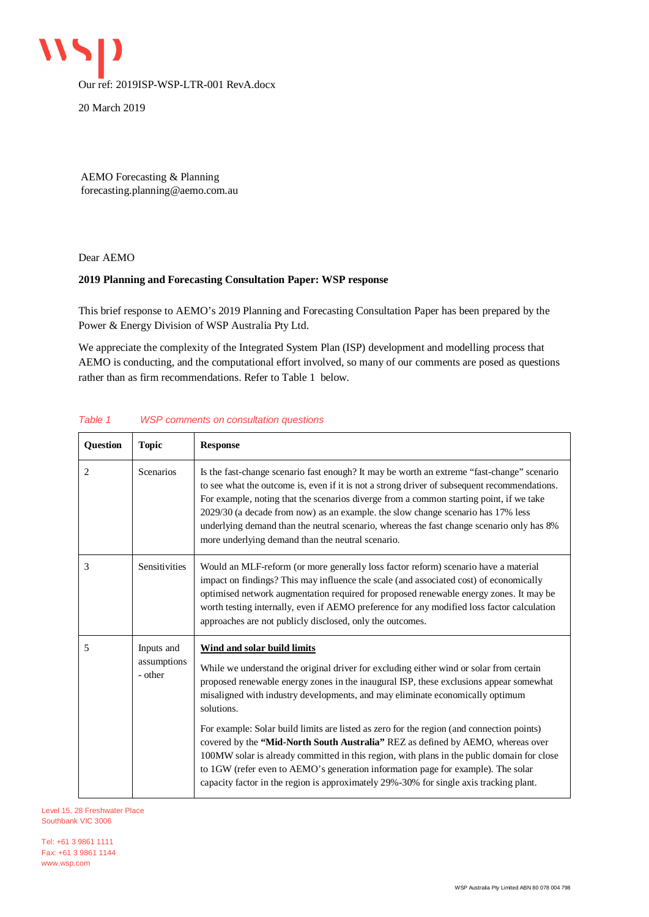Our ref: 2019ISP-WSP-LTR-001 RevA.docx

20 March 2019

AEMO Forecasting & Planning
forecasting.planning@aemo.com.au

Dear AEMO

**2019 Planning and Forecasting Consultation Paper: WSP response**

This brief response to AEMO's 2019 Planning and Forecasting Consultation Paper has been prepared by the Power & Energy Division of WSP Australia Pty Ltd.

We appreciate the complexity of the Integrated System Plan (ISP) development and modelling process that AEMO is conducting, and the computational effort involved, so many of our comments are posed as questions rather than as firm recommendations. Refer to Table 1 below.

*Table 1 WSP comments on consultation questions*

| Question | Topic | Response |
|---|---|---|
| 2 | Scenarios | Is the fast-change scenario fast enough? It may be worth an extreme "fast-change" scenario to see what the outcome is, even if it is not a strong driver of subsequent recommendations. For example, noting that the scenarios diverge from a common starting point, if we take 2029/30 (a decade from now) as an example. the slow change scenario has 17% less underlying demand than the neutral scenario, whereas the fast change scenario only has 8% more underlying demand than the neutral scenario. |
| 3 | Sensitivities | Would an MLF-reform (or more generally loss factor reform) scenario have a material impact on findings? This may influence the scale (and associated cost) of economically optimised network augmentation required for proposed renewable energy zones. It may be worth testing internally, even if AEMO preference for any modified loss factor calculation approaches are not publicly disclosed, only the outcomes. |
| 5 | Inputs and assumptions - other | <u>**Wind and solar build limits**</u><br><br>While we understand the original driver for excluding either wind or solar from certain proposed renewable energy zones in the inaugural ISP, these exclusions appear somewhat misaligned with industry developments, and may eliminate economically optimum solutions.<br><br>For example: Solar build limits are listed as zero for the region (and connection points) covered by the **"Mid-North South Australia"** REZ as defined by AEMO, whereas over 100MW solar is already committed in this region, with plans in the public domain for close to 1GW (refer even to AEMO's generation information page for example). The solar capacity factor in the region is approximately 29%-30% for single axis tracking plant. |

Level 15, 28 Freshwater Place
Southbank VIC 3006

Tel: +61 3 9861 1111
Fax: +61 3 9861 1144
www.wsp.com

WSP Australia Pty Limited ABN 80 078 004 798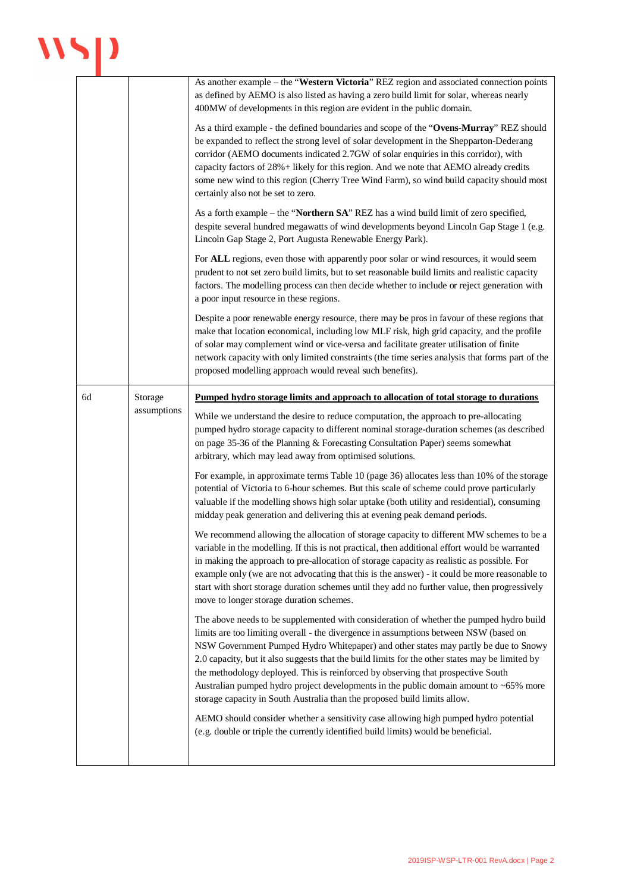| | | |
|---|---|---|
| | | As another example – the "**Western Victoria**" REZ region and associated connection points as defined by AEMO is also listed as having a zero build limit for solar, whereas nearly 400MW of developments in this region are evident in the public domain.<br><br>As a third example - the defined boundaries and scope of the "**Ovens-Murray**" REZ should be expanded to reflect the strong level of solar development in the Shepparton-Dederang corridor (AEMO documents indicated 2.7GW of solar enquiries in this corridor), with capacity factors of 28%+ likely for this region. And we note that AEMO already credits some new wind to this region (Cherry Tree Wind Farm), so wind build capacity should most certainly also not be set to zero.<br><br>As a forth example – the "**Northern SA**" REZ has a wind build limit of zero specified, despite several hundred megawatts of wind developments beyond Lincoln Gap Stage 1 (e.g. Lincoln Gap Stage 2, Port Augusta Renewable Energy Park).<br><br>For **ALL** regions, even those with apparently poor solar or wind resources, it would seem prudent to not set zero build limits, but to set reasonable build limits and realistic capacity factors. The modelling process can then decide whether to include or reject generation with a poor input resource in these regions.<br><br>Despite a poor renewable energy resource, there may be pros in favour of these regions that make that location economical, including low MLF risk, high grid capacity, and the profile of solar may complement wind or vice-versa and facilitate greater utilisation of finite network capacity with only limited constraints (the time series analysis that forms part of the proposed modelling approach would reveal such benefits). |
| 6d | Storage assumptions | **Pumped hydro storage limits and approach to allocation of total storage to durations**<br><br>While we understand the desire to reduce computation, the approach to pre-allocating pumped hydro storage capacity to different nominal storage-duration schemes (as described on page 35-36 of the Planning & Forecasting Consultation Paper) seems somewhat arbitrary, which may lead away from optimised solutions.<br><br>For example, in approximate terms Table 10 (page 36) allocates less than 10% of the storage potential of Victoria to 6-hour schemes. But this scale of scheme could prove particularly valuable if the modelling shows high solar uptake (both utility and residential), consuming midday peak generation and delivering this at evening peak demand periods.<br><br>We recommend allowing the allocation of storage capacity to different MW schemes to be a variable in the modelling. If this is not practical, then additional effort would be warranted in making the approach to pre-allocation of storage capacity as realistic as possible. For example only (we are not advocating that this is the answer) - it could be more reasonable to start with short storage duration schemes until they add no further value, then progressively move to longer storage duration schemes.<br><br>The above needs to be supplemented with consideration of whether the pumped hydro build limits are too limiting overall - the divergence in assumptions between NSW (based on NSW Government Pumped Hydro Whitepaper) and other states may partly be due to Snowy 2.0 capacity, but it also suggests that the build limits for the other states may be limited by the methodology deployed. This is reinforced by observing that prospective South Australian pumped hydro project developments in the public domain amount to ~65% more storage capacity in South Australia than the proposed build limits allow.<br><br>AEMO should consider whether a sensitivity case allowing high pumped hydro potential (e.g. double or triple the currently identified build limits) would be beneficial. |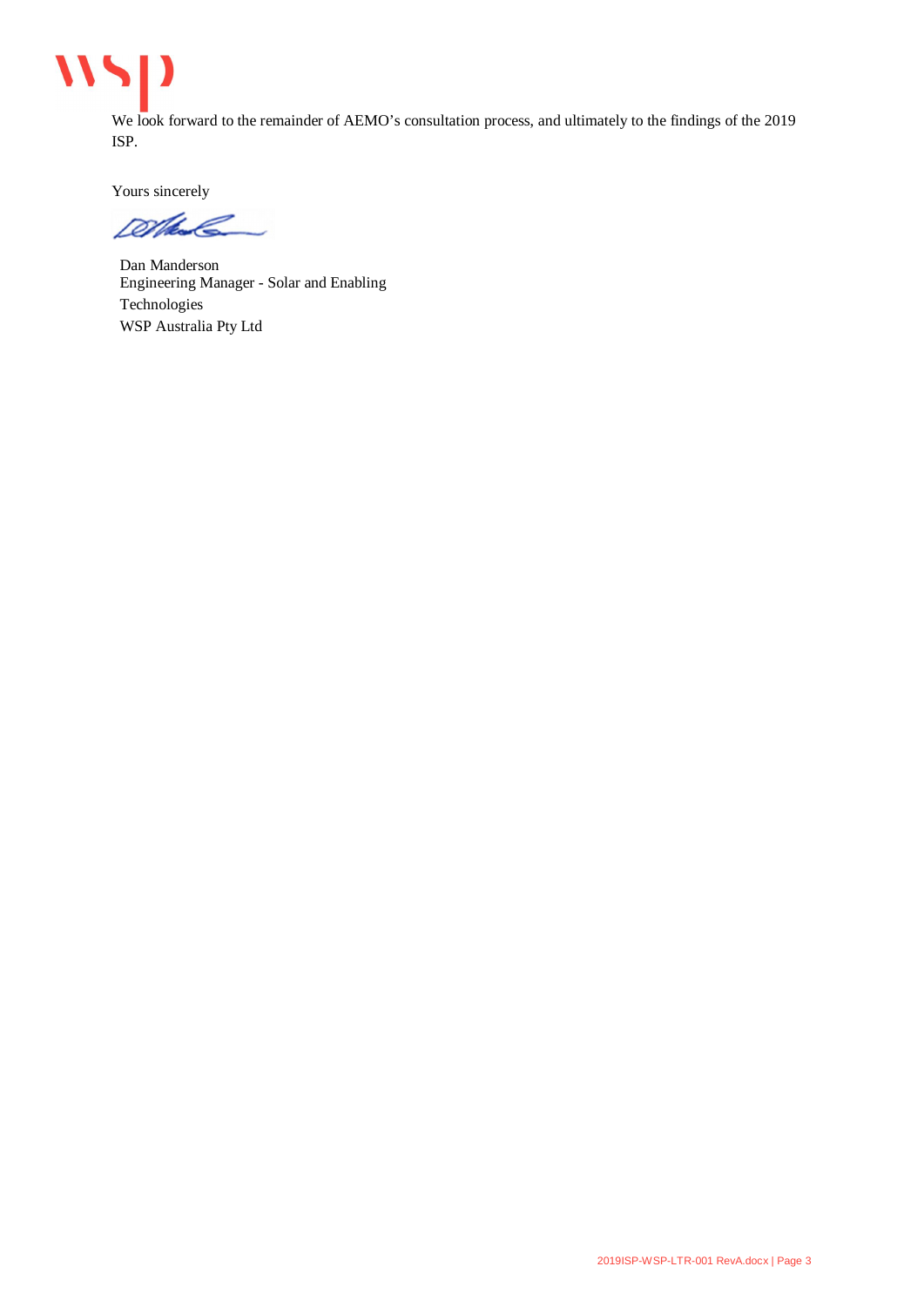We look forward to the remainder of AEMO's consultation process, and ultimately to the findings of the 2019 ISP.

Yours sincerely

Dan Manderson
Engineering Manager - Solar and Enabling Technologies
WSP Australia Pty Ltd